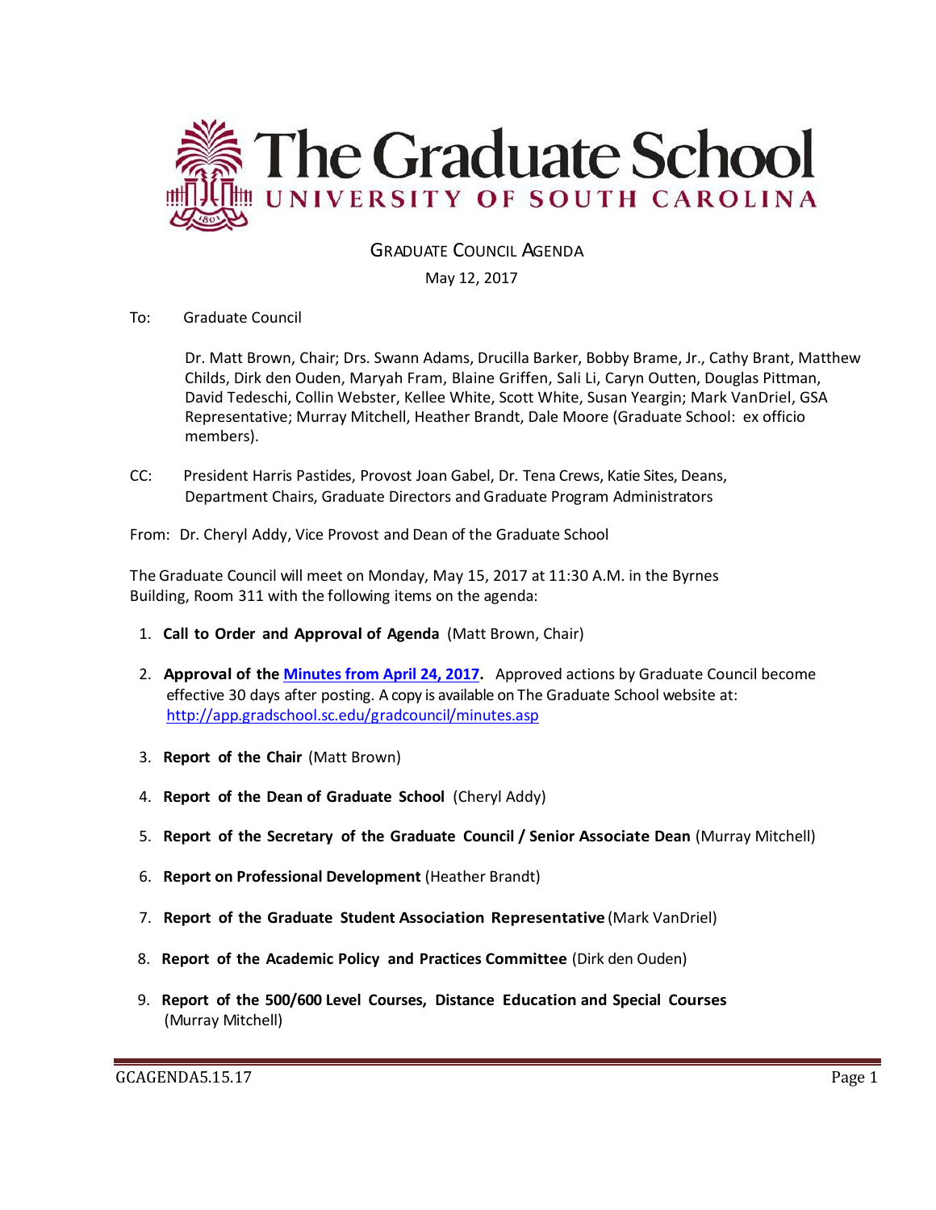# The Graduate School

## UNIVERSITY OF SOUTH CAROLINA

GRADUATE COUNCIL AGENDA

May 12, 2017

To: Graduate Council

Dr. Matt Brown, Chair; Drs. Swann Adams, Drucilla Barker, Bobby Brame, Jr., Cathy Brant, Matthew Childs, Dirk den Ouden, Maryah Fram, Blaine Griffen, Sali Li, Caryn Outten, Douglas Pittman, David Tedeschi, Collin Webster, Kellee White, Scott White, Susan Yeargin; Mark VanDriel, GSA Representative; Murray Mitchell, Heather Brandt, Dale Moore (Graduate School: ex officio members).

CC: President Harris Pastides, Provost Joan Gabel, Dr. Tena Crews, Katie Sites, Deans, Department Chairs, Graduate Directors and Graduate Program Administrators

From: Dr. Cheryl Addy, Vice Provost and Dean of the Graduate School

The Graduate Council will meet on Monday, May 15, 2017 at 11:30 A.M. in the Byrnes Building, Room 311 with the following items on the agenda:

1. **Call to Order and Approval of Agenda** (Matt Brown, Chair)
2. **Approval of the Minutes from April 24, 2017.** Approved actions by Graduate Council become effective 30 days after posting. A copy is available on The Graduate School website at: http://app.gradschool.sc.edu/gradcouncil/minutes.asp
3. **Report of the Chair** (Matt Brown)
4. **Report of the Dean of Graduate School** (Cheryl Addy)
5. **Report of the Secretary of the Graduate Council / Senior Associate Dean** (Murray Mitchell)
6. **Report on Professional Development** (Heather Brandt)
7. **Report of the Graduate Student Association Representative** (Mark VanDriel)
8. **Report of the Academic Policy and Practices Committee** (Dirk den Ouden)
9. **Report of the 500/600 Level Courses, Distance Education and Special Courses** (Murray Mitchell)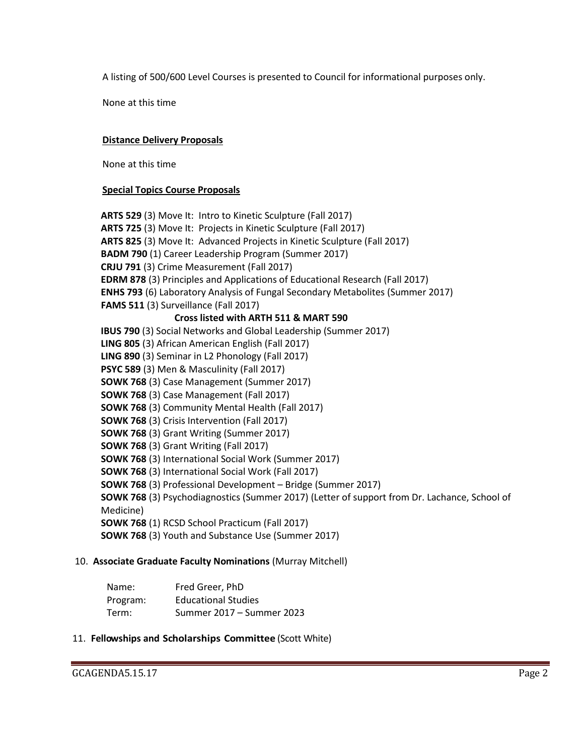A listing of 500/600 Level Courses is presented to Council for informational purposes only.

None at this time

**Distance Delivery Proposals**

None at this time

**Special Topics Course Proposals**

**ARTS 529** (3) Move It: Intro to Kinetic Sculpture (Fall 2017)
**ARTS 725** (3) Move It: Projects in Kinetic Sculpture (Fall 2017)
**ARTS 825** (3) Move It: Advanced Projects in Kinetic Sculpture (Fall 2017)
**BADM 790** (1) Career Leadership Program (Summer 2017)
**CRJU 791** (3) Crime Measurement (Fall 2017)
**EDRM 878** (3) Principles and Applications of Educational Research (Fall 2017)
**ENHS 793** (6) Laboratory Analysis of Fungal Secondary Metabolites (Summer 2017)
**FAMS 511** (3) Surveillance (Fall 2017)
**Cross listed with ARTH 511 & MART 590**
**IBUS 790** (3) Social Networks and Global Leadership (Summer 2017)
**LING 805** (3) African American English (Fall 2017)
**LING 890** (3) Seminar in L2 Phonology (Fall 2017)
**PSYC 589** (3) Men & Masculinity (Fall 2017)
**SOWK 768** (3) Case Management (Summer 2017)
**SOWK 768** (3) Case Management (Fall 2017)
**SOWK 768** (3) Community Mental Health (Fall 2017)
**SOWK 768** (3) Crisis Intervention (Fall 2017)
**SOWK 768** (3) Grant Writing (Summer 2017)
**SOWK 768** (3) Grant Writing (Fall 2017)
**SOWK 768** (3) International Social Work (Summer 2017)
**SOWK 768** (3) International Social Work (Fall 2017)
**SOWK 768** (3) Professional Development – Bridge (Summer 2017)
**SOWK 768** (3) Psychodiagnostics (Summer 2017) (Letter of support from Dr. Lachance, School of Medicine)
**SOWK 768** (1) RCSD School Practicum (Fall 2017)
**SOWK 768** (3) Youth and Substance Use (Summer 2017)

10. **Associate Graduate Faculty Nominations** (Murray Mitchell)

| | |
|---|---|
| Name: | Fred Greer, PhD |
| Program: | Educational Studies |
| Term: | Summer 2017 – Summer 2023 |

11. **Fellowships and Scholarships Committee** (Scott White)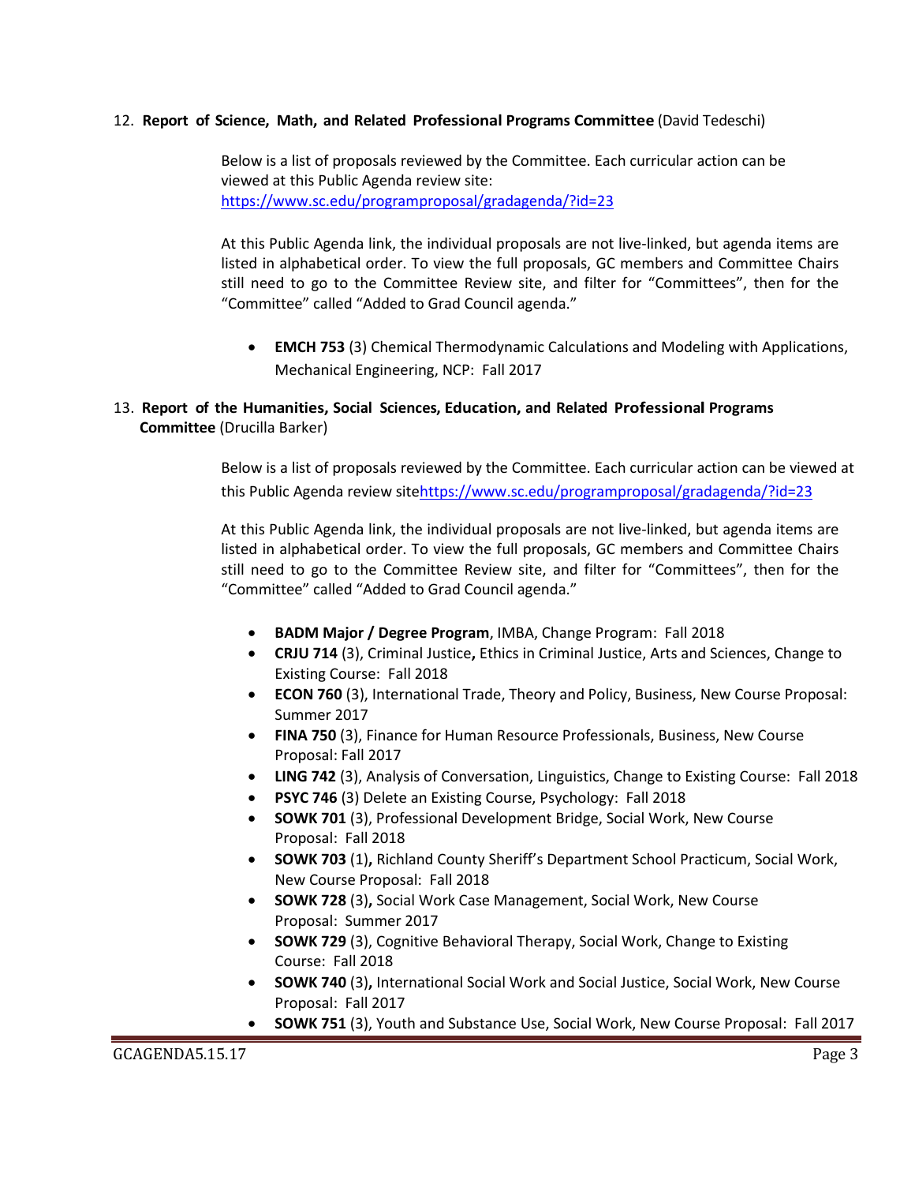12. **Report of Science, Math, and Related Professional Programs Committee** (David Tedeschi)

Below is a list of proposals reviewed by the Committee. Each curricular action can be viewed at this Public Agenda review site: https://www.sc.edu/programproposal/gradagenda/?id=23

At this Public Agenda link, the individual proposals are not live-linked, but agenda items are listed in alphabetical order. To view the full proposals, GC members and Committee Chairs still need to go to the Committee Review site, and filter for "Committees", then for the "Committee" called "Added to Grad Council agenda."

- **EMCH 753** (3) Chemical Thermodynamic Calculations and Modeling with Applications, Mechanical Engineering, NCP: Fall 2017

13. **Report of the Humanities, Social Sciences, Education, and Related Professional Programs Committee** (Drucilla Barker)

Below is a list of proposals reviewed by the Committee. Each curricular action can be viewed at this Public Agenda review sitehttps://www.sc.edu/programproposal/gradagenda/?id=23

At this Public Agenda link, the individual proposals are not live-linked, but agenda items are listed in alphabetical order. To view the full proposals, GC members and Committee Chairs still need to go to the Committee Review site, and filter for "Committees", then for the "Committee" called "Added to Grad Council agenda."

- **BADM Major / Degree Program**, IMBA, Change Program: Fall 2018
- **CRJU 714** (3), Criminal Justice**,** Ethics in Criminal Justice, Arts and Sciences, Change to Existing Course: Fall 2018
- **ECON 760** (3), International Trade, Theory and Policy, Business, New Course Proposal: Summer 2017
- **FINA 750** (3), Finance for Human Resource Professionals, Business, New Course Proposal: Fall 2017
- **LING 742** (3), Analysis of Conversation, Linguistics, Change to Existing Course: Fall 2018
- **PSYC 746** (3) Delete an Existing Course, Psychology: Fall 2018
- **SOWK 701** (3), Professional Development Bridge, Social Work, New Course Proposal: Fall 2018
- **SOWK 703** (1)**,** Richland County Sheriff's Department School Practicum, Social Work, New Course Proposal: Fall 2018
- **SOWK 728** (3)**,** Social Work Case Management, Social Work, New Course Proposal: Summer 2017
- **SOWK 729** (3), Cognitive Behavioral Therapy, Social Work, Change to Existing Course: Fall 2018
- **SOWK 740** (3)**,** International Social Work and Social Justice, Social Work, New Course Proposal: Fall 2017
- **SOWK 751** (3), Youth and Substance Use, Social Work, New Course Proposal: Fall 2017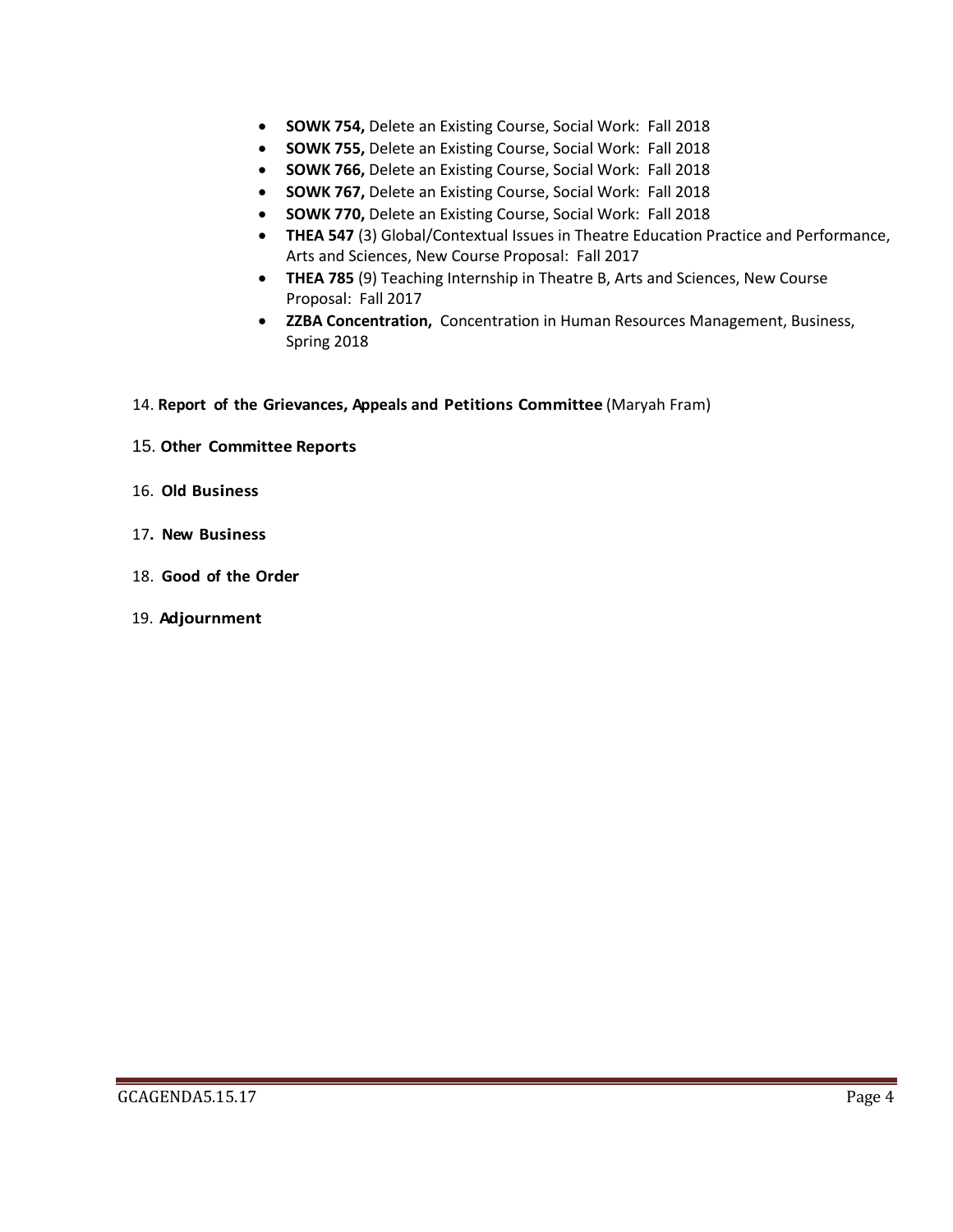- **SOWK 754,** Delete an Existing Course, Social Work: Fall 2018
- **SOWK 755,** Delete an Existing Course, Social Work: Fall 2018
- **SOWK 766,** Delete an Existing Course, Social Work: Fall 2018
- **SOWK 767,** Delete an Existing Course, Social Work: Fall 2018
- **SOWK 770,** Delete an Existing Course, Social Work: Fall 2018
- **THEA 547** (3) Global/Contextual Issues in Theatre Education Practice and Performance, Arts and Sciences, New Course Proposal: Fall 2017
- **THEA 785** (9) Teaching Internship in Theatre B, Arts and Sciences, New Course Proposal: Fall 2017
- **ZZBA Concentration,** Concentration in Human Resources Management, Business, Spring 2018

14. **Report of the Grievances, Appeals and Petitions Committee** (Maryah Fram)

15. **Other Committee Reports**

16. **Old Business**

17. **New Business**

18. **Good of the Order**

19. **Adjournment**